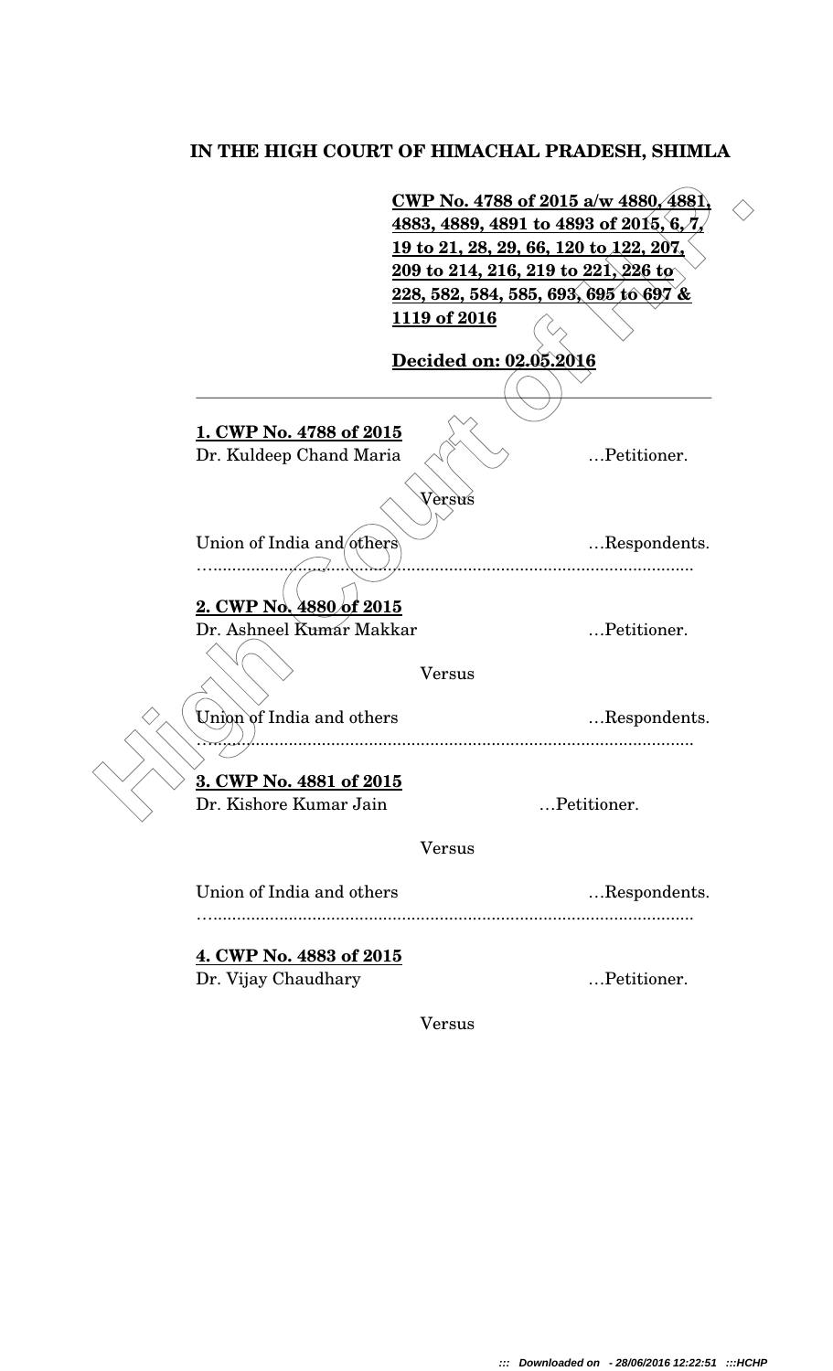**IN THE HIGH COURT OF HIMACHAL PRADESH, SHIMLA**

**CWP No. 4788 of 2015 a/w 4880, 4881, 4883, 4889, 4891 to 4893 of 2015, 6, 7, 19 to 21, 28, 29, 66, 120 to 122, 207, 209 to 214, 216, 219 to 221, 226 to 228, 582, 584, 585, 693, 695 to 697 & 1119 of 2016**

**Decided on: 02.05.2016**

---

**1. CWP No. 4788 of 2015**

Dr. Kuldeep Chand Maria …Petitioner.

Versus

Union of India and others …Respondents.

…...................................................................................................

**2. CWP No. 4880 of 2015**

Dr. Ashneel Kumar Makkar …Petitioner.

Versus

Union of India and others …Respondents.

…...................................................................................................

**3. CWP No. 4881 of 2015**

Dr. Kishore Kumar Jain …Petitioner.

Versus

Union of India and others …Respondents.

…...................................................................................................

**4. CWP No. 4883 of 2015**

Dr. Vijay Chaudhary …Petitioner.

Versus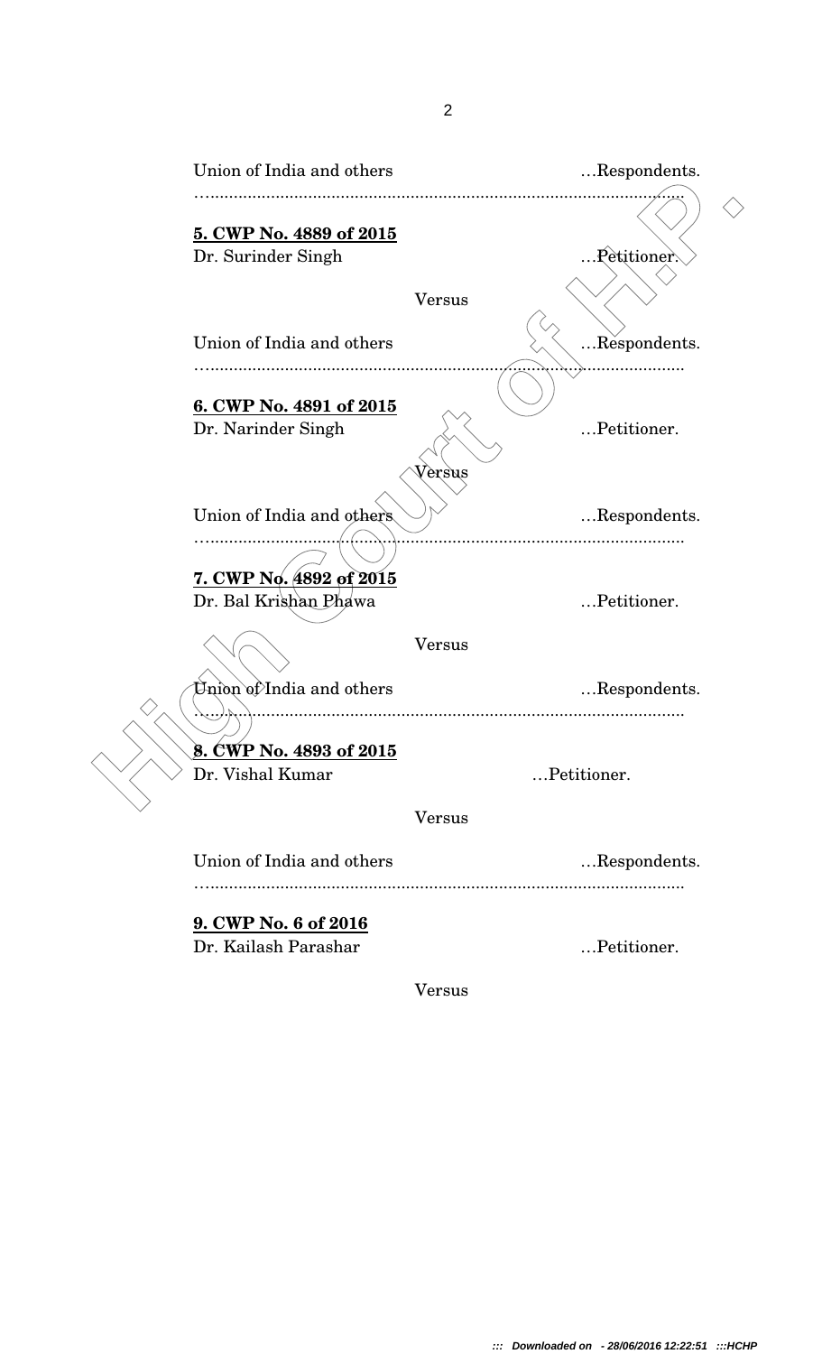Union of India and others …Respondents.

……………………………………………………………………………………

**5. CWP No. 4889 of 2015**

Dr. Surinder Singh …Petitioner.

Versus

Union of India and others …Respondents.

……………………………………………………………………………………

**6. CWP No. 4891 of 2015**

Dr. Narinder Singh …Petitioner.

Versus

Union of India and others …Respondents.

……………………………………………………………………………………

**7. CWP No. 4892 of 2015**

Dr. Bal Krishan Phawa …Petitioner.

Versus

Union of India and others …Respondents.

……………………………………………………………………………………

**8. CWP No. 4893 of 2015**

Dr. Vishal Kumar …Petitioner.

Versus

Union of India and others …Respondents.

……………………………………………………………………………………

**9. CWP No. 6 of 2016**

Dr. Kailash Parashar …Petitioner.

Versus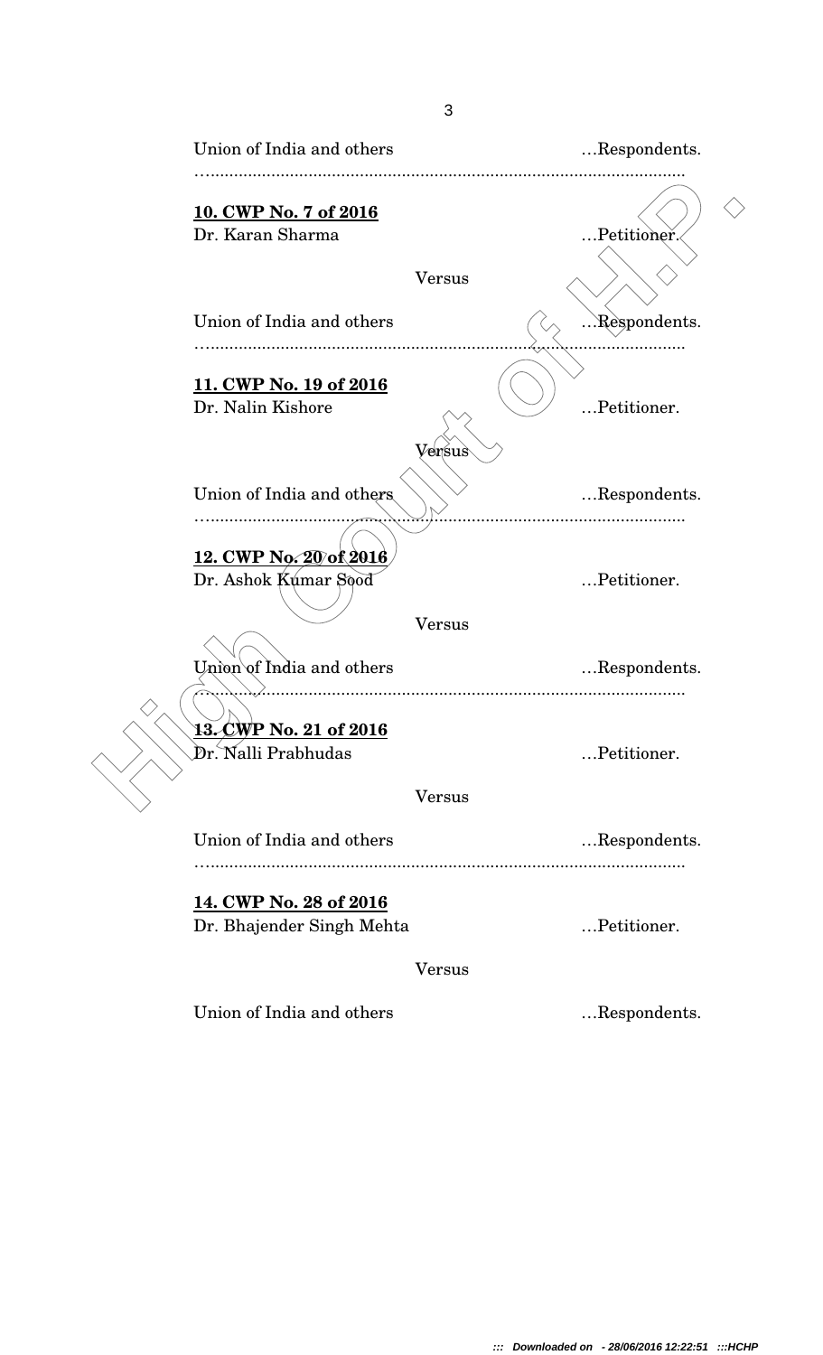Union of India and others ...Respondents.

…....................................................................................................

**10. CWP No. 7 of 2016**

Dr. Karan Sharma ...Petitioner.

Versus

Union of India and others ...Respondents.

…....................................................................................................

**11. CWP No. 19 of 2016**

Dr. Nalin Kishore ...Petitioner.

Versus

Union of India and others ...Respondents.

…....................................................................................................

**12. CWP No. 20 of 2016**

Dr. Ashok Kumar Sood ...Petitioner.

Versus

Union of India and others ...Respondents.

…....................................................................................................

**13. CWP No. 21 of 2016**

Dr. Nalli Prabhudas ...Petitioner.

Versus

Union of India and others ...Respondents.

…....................................................................................................

**14. CWP No. 28 of 2016**

Dr. Bhajender Singh Mehta ...Petitioner.

Versus

Union of India and others ...Respondents.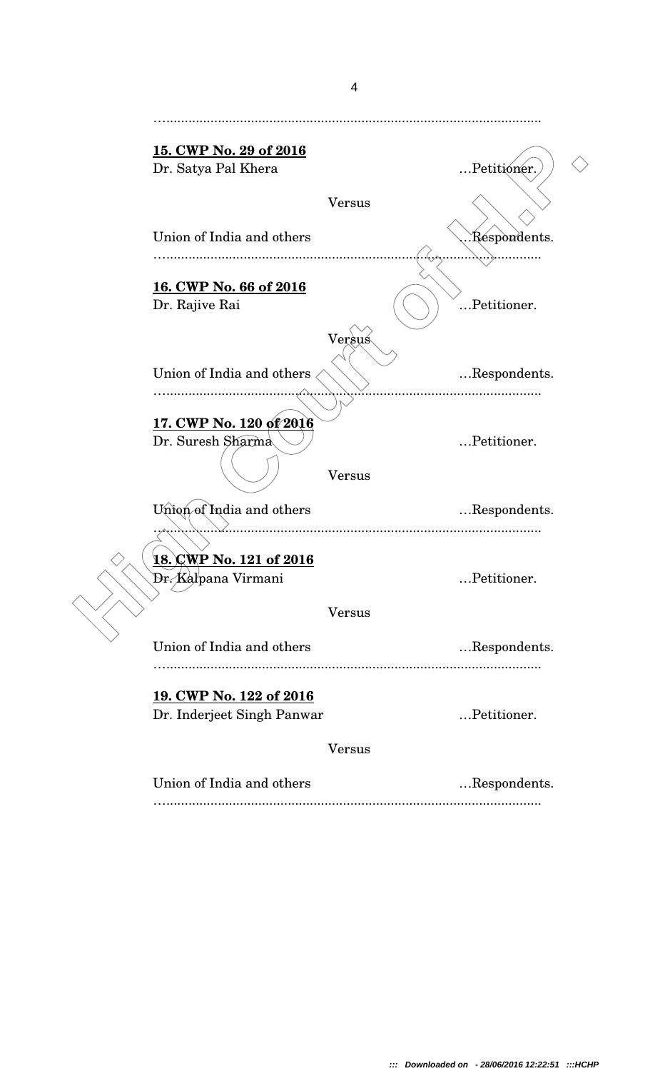…......................................................................................................

**15. CWP No. 29 of 2016**

Dr. Satya Pal Khera …Petitioner.

Versus

Union of India and others …Respondents.

…......................................................................................................

**16. CWP No. 66 of 2016**

Dr. Rajive Rai …Petitioner.

Versus

Union of India and others …Respondents.

…......................................................................................................

**17. CWP No. 120 of 2016**

Dr. Suresh Sharma …Petitioner.

Versus

Union of India and others …Respondents.

…......................................................................................................

**18. CWP No. 121 of 2016**

Dr. Kalpana Virmani …Petitioner.

Versus

Union of India and others …Respondents.

…......................................................................................................

**19. CWP No. 122 of 2016**

Dr. Inderjeet Singh Panwar …Petitioner.

Versus

Union of India and others …Respondents.

…......................................................................................................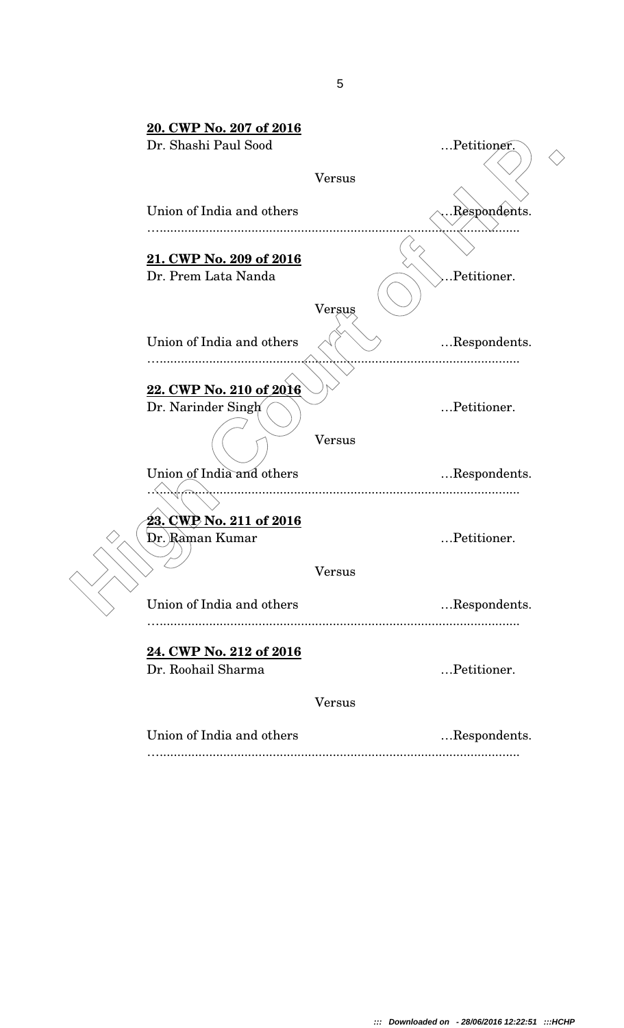**20. CWP No. 207 of 2016**

Dr. Shashi Paul Sood …Petitioner.

Versus

Union of India and others …Respondents.

…...................................................................................................

**21. CWP No. 209 of 2016**

Dr. Prem Lata Nanda …Petitioner.

Versus

Union of India and others …Respondents.

…...................................................................................................

**22. CWP No. 210 of 2016**

Dr. Narinder Singh …Petitioner.

Versus

Union of India and others …Respondents.

…...................................................................................................

**23. CWP No. 211 of 2016**

Dr. Raman Kumar …Petitioner.

Versus

Union of India and others …Respondents.

…...................................................................................................

**24. CWP No. 212 of 2016**

Dr. Roohail Sharma …Petitioner.

Versus

Union of India and others …Respondents.

…...................................................................................................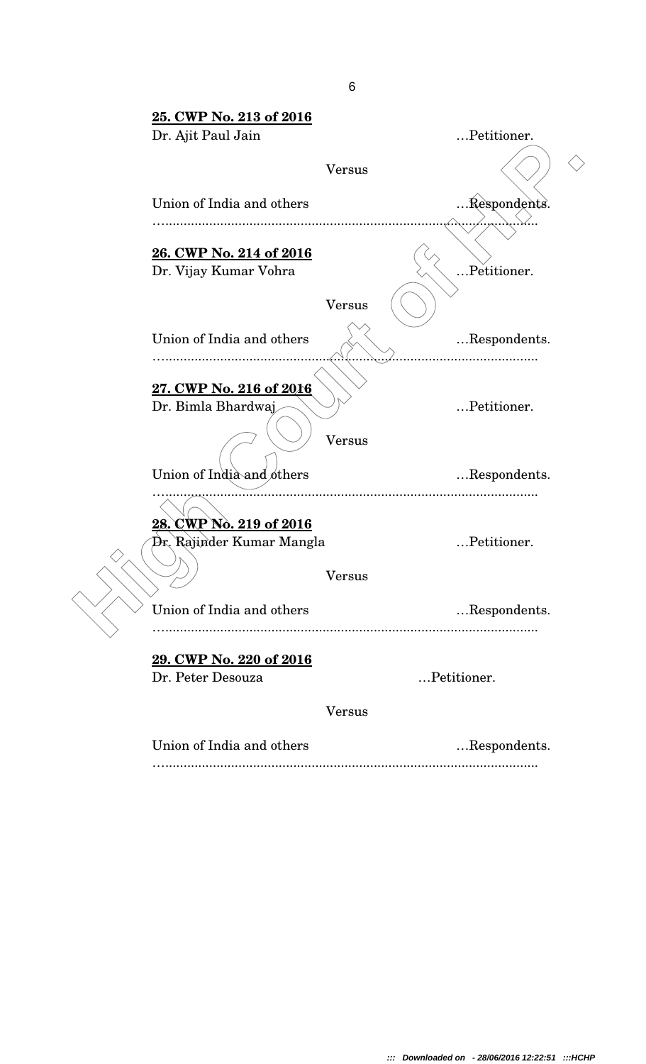**25. CWP No. 213 of 2016**

Dr. Ajit Paul Jain …Petitioner.

Versus

Union of India and others …Respondents.

…………………………………………………………………………………

**26. CWP No. 214 of 2016**

Dr. Vijay Kumar Vohra …Petitioner.

Versus

Union of India and others …Respondents.

…………………………………………………………………………………

**27. CWP No. 216 of 2016**

Dr. Bimla Bhardwaj …Petitioner.

Versus

Union of India and others …Respondents.

…………………………………………………………………………………

**28. CWP No. 219 of 2016**

Dr. Rajinder Kumar Mangla …Petitioner.

Versus

Union of India and others …Respondents.

…………………………………………………………………………………

**29. CWP No. 220 of 2016**

Dr. Peter Desouza …Petitioner.

Versus

Union of India and others …Respondents.

…………………………………………………………………………………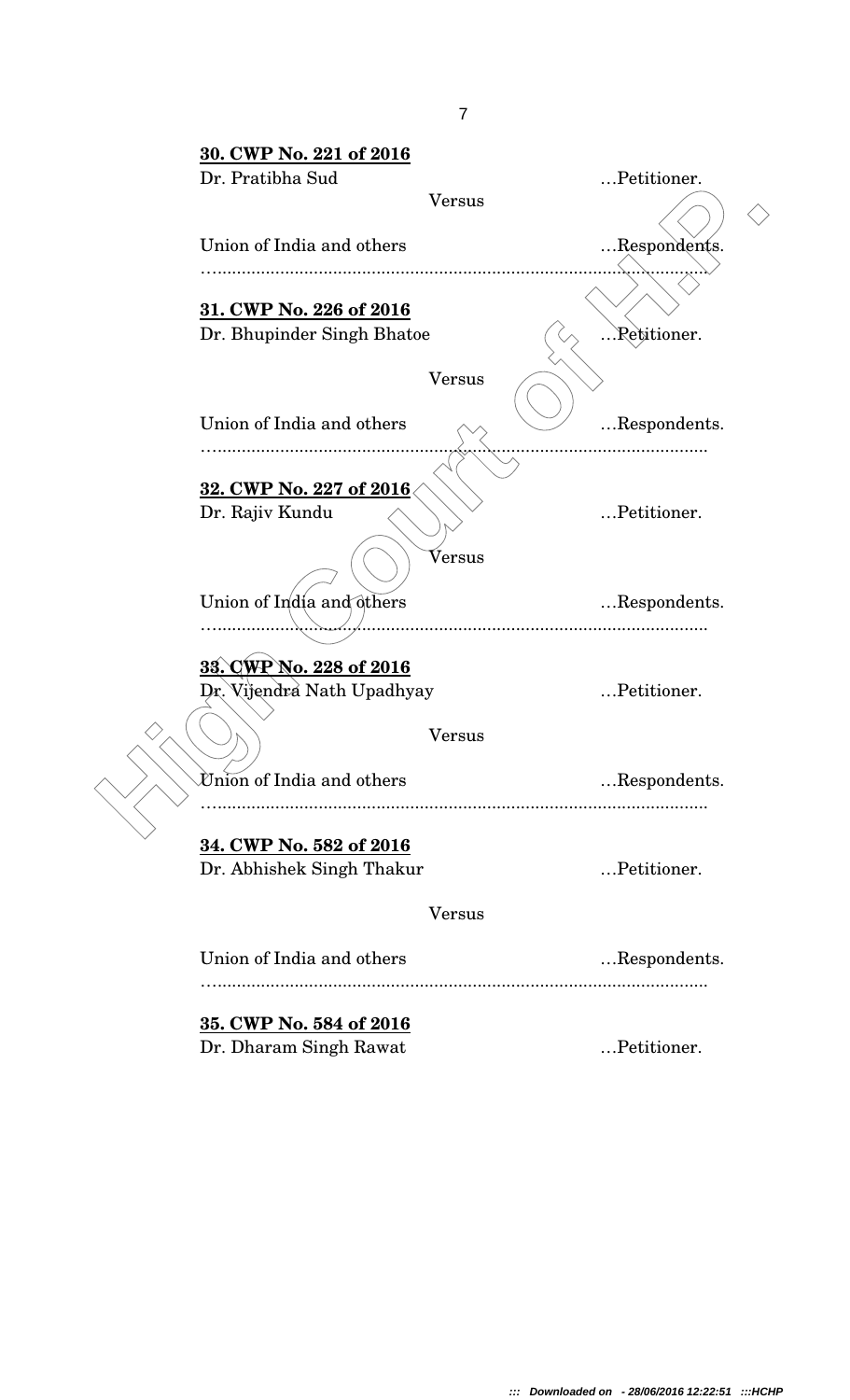**30. CWP No. 221 of 2016**

Dr. Pratibha Sud …Petitioner.

Versus

Union of India and others …Respondents.

…………………………………………………………………………………

**31. CWP No. 226 of 2016**

Dr. Bhupinder Singh Bhatoe …Petitioner.

Versus

Union of India and others …Respondents.

…………………………………………………………………………………

**32. CWP No. 227 of 2016**

Dr. Rajiv Kundu …Petitioner.

Versus

Union of India and others …Respondents.

…………………………………………………………………………………

**33. CWP No. 228 of 2016**

Dr. Vijendra Nath Upadhyay …Petitioner.

Versus

Union of India and others …Respondents.

…………………………………………………………………………………

**34. CWP No. 582 of 2016**

Dr. Abhishek Singh Thakur …Petitioner.

Versus

Union of India and others …Respondents.

…………………………………………………………………………………

**35. CWP No. 584 of 2016**

Dr. Dharam Singh Rawat …Petitioner.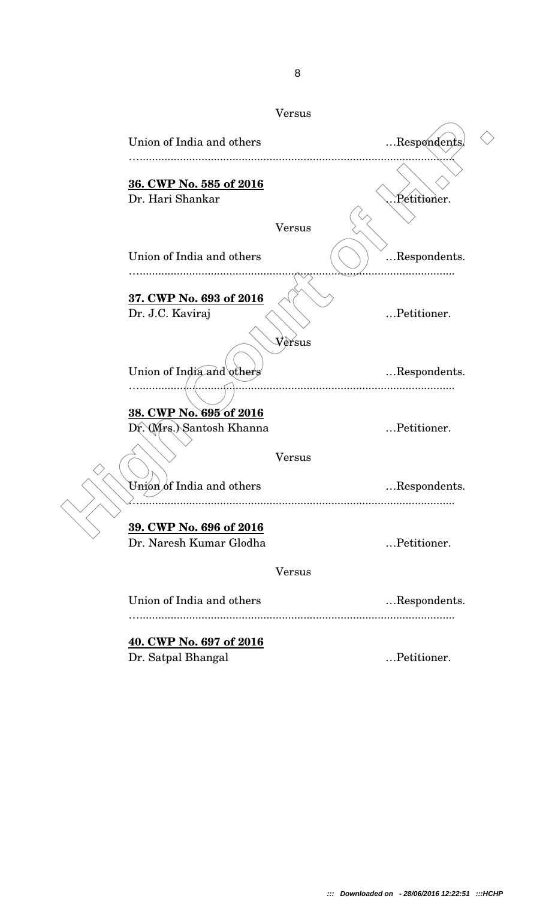Versus

Union of India and others …Respondents.

…...........................................................................................................

**36. CWP No. 585 of 2016**

Dr. Hari Shankar …Petitioner.

Versus

Union of India and others …Respondents.

…...........................................................................................................

**37. CWP No. 693 of 2016**

Dr. J.C. Kaviraj …Petitioner.

Versus

Union of India and others …Respondents.

…...........................................................................................................

**38. CWP No. 695 of 2016**

Dr. (Mrs.) Santosh Khanna …Petitioner.

Versus

Union of India and others …Respondents.

…...........................................................................................................

**39. CWP No. 696 of 2016**

Dr. Naresh Kumar Glodha …Petitioner.

Versus

Union of India and others …Respondents.

…...........................................................................................................

**40. CWP No. 697 of 2016**

Dr. Satpal Bhangal …Petitioner.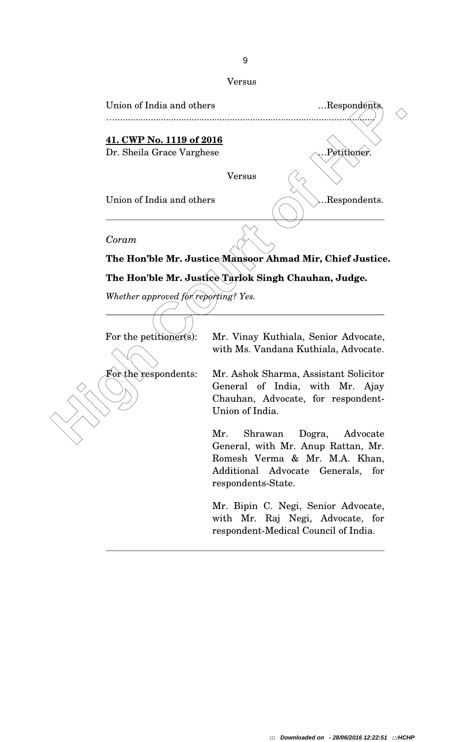Versus

Union of India and others …Respondents.

……………………………………………………………………………………

**41. CWP No. 1119 of 2016**

Dr. Sheila Grace Varghese …Petitioner.

Versus

Union of India and others …Respondents.

---

*Coram*

**The Hon'ble Mr. Justice Mansoor Ahmad Mir, Chief Justice.**

**The Hon'ble Mr. Justice Tarlok Singh Chauhan, Judge.**

*Whether approved for reporting? Yes.*

---

For the petitioner(s): Mr. Vinay Kuthiala, Senior Advocate, with Ms. Vandana Kuthiala, Advocate.

For the respondents: Mr. Ashok Sharma, Assistant Solicitor General of India, with Mr. Ajay Chauhan, Advocate, for respondent-Union of India.

Mr. Shrawan Dogra, Advocate General, with Mr. Anup Rattan, Mr. Romesh Verma & Mr. M.A. Khan, Additional Advocate Generals, for respondents-State.

Mr. Bipin C. Negi, Senior Advocate, with Mr. Raj Negi, Advocate, for respondent-Medical Council of India.

---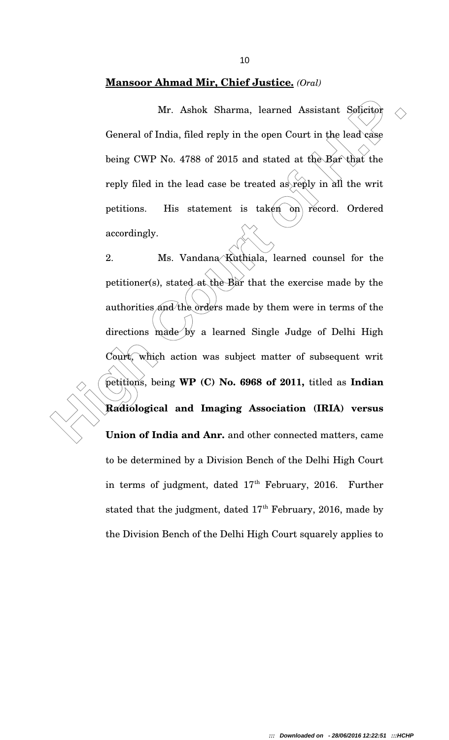**<u>Mansoor Ahmad Mir, Chief Justice.</u>** *(Oral)*

Mr. Ashok Sharma, learned Assistant Solicitor General of India, filed reply in the open Court in the lead case being CWP No. 4788 of 2015 and stated at the Bar that the reply filed in the lead case be treated as reply in all the writ petitions. His statement is taken on record. Ordered accordingly.

2. Ms. Vandana Kuthiala, learned counsel for the petitioner(s), stated at the Bar that the exercise made by the authorities and the orders made by them were in terms of the directions made by a learned Single Judge of Delhi High Court, which action was subject matter of subsequent writ petitions, being **WP (C) No. 6968 of 2011,** titled as **Indian Radiological and Imaging Association (IRIA) versus Union of India and Anr.** and other connected matters, came to be determined by a Division Bench of the Delhi High Court in terms of judgment, dated 17th February, 2016. Further stated that the judgment, dated 17th February, 2016, made by the Division Bench of the Delhi High Court squarely applies to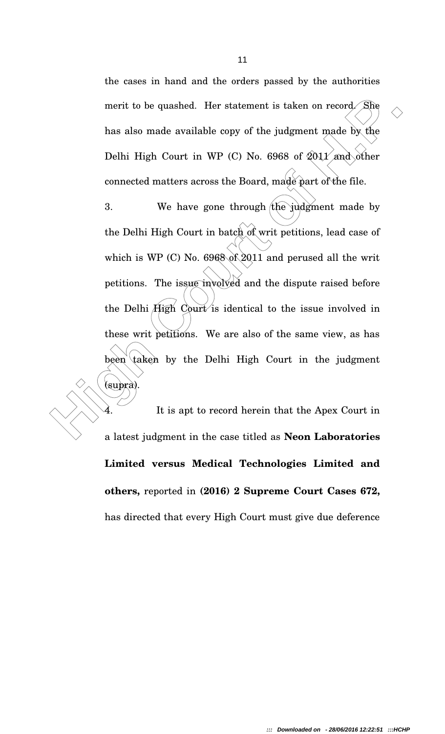the cases in hand and the orders passed by the authorities merit to be quashed. Her statement is taken on record. She has also made available copy of the judgment made by the Delhi High Court in WP (C) No. 6968 of 2011 and other connected matters across the Board, made part of the file.

3. We have gone through the judgment made by the Delhi High Court in batch of writ petitions, lead case of which is WP (C) No. 6968 of 2011 and perused all the writ petitions. The issue involved and the dispute raised before the Delhi High Court is identical to the issue involved in these writ petitions. We are also of the same view, as has been taken by the Delhi High Court in the judgment (supra).

4. It is apt to record herein that the Apex Court in a latest judgment in the case titled as **Neon Laboratories Limited versus Medical Technologies Limited and others,** reported in **(2016) 2 Supreme Court Cases 672,** has directed that every High Court must give due deference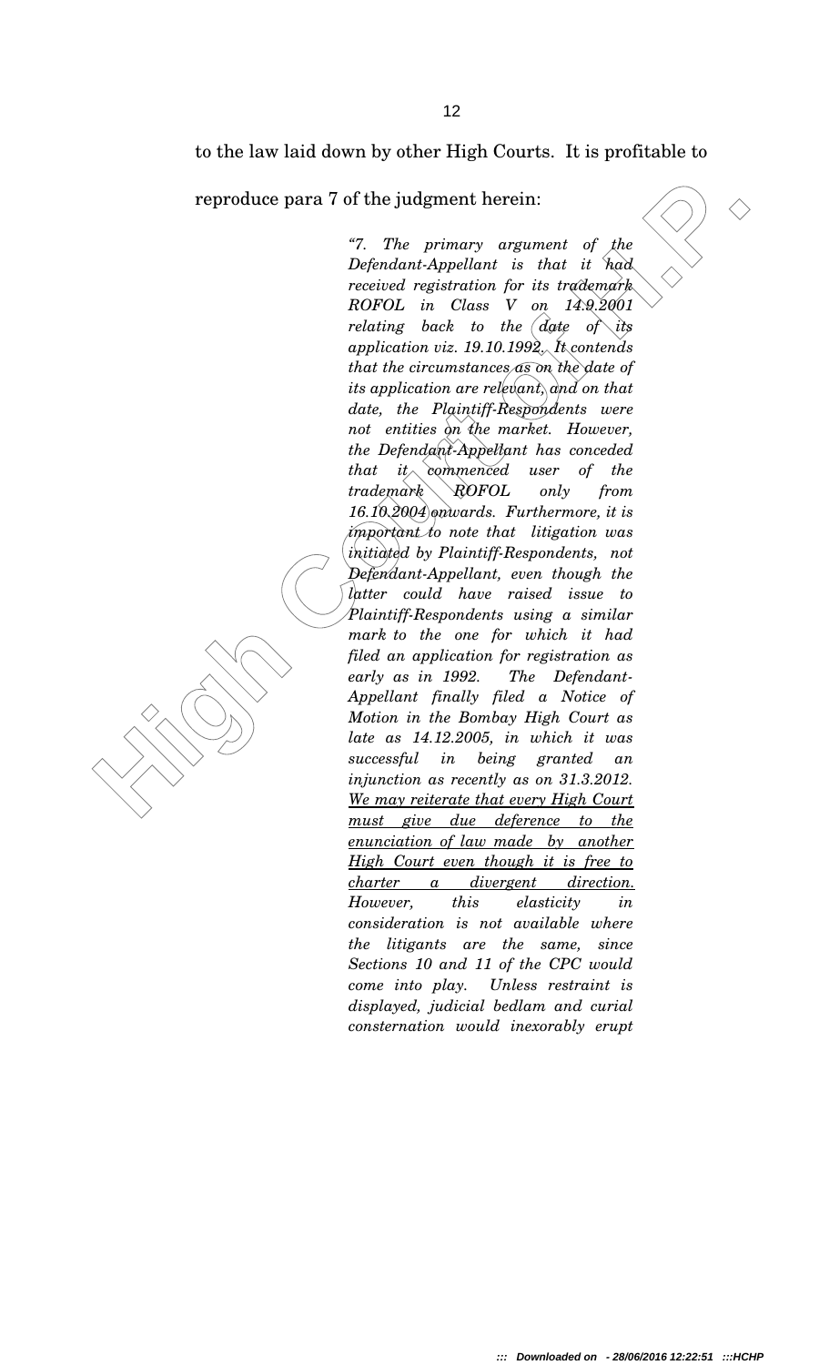to the law laid down by other High Courts. It is profitable to reproduce para 7 of the judgment herein:

> *"7. The primary argument of the Defendant-Appellant is that it had received registration for its trademark ROFOL in Class V on 14.9.2001 relating back to the date of its application viz. 19.10.1992. It contends that the circumstances as on the date of its application are relevant, and on that date, the Plaintiff-Respondents were not entities on the market. However, the Defendant-Appellant has conceded that it commenced user of the trademark ROFOL only from 16.10.2004 onwards. Furthermore, it is important to note that litigation was initiated by Plaintiff-Respondents, not Defendant-Appellant, even though the latter could have raised issue to Plaintiff-Respondents using a similar mark to the one for which it had filed an application for registration as early as in 1992. The Defendant-Appellant finally filed a Notice of Motion in the Bombay High Court as late as 14.12.2005, in which it was successful in being granted an injunction as recently as on 31.3.2012. <u>We may reiterate that every High Court must give due deference to the enunciation of law made by another High Court even though it is free to charter a divergent direction.</u> However, this elasticity in consideration is not available where the litigants are the same, since Sections 10 and 11 of the CPC would come into play. Unless restraint is displayed, judicial bedlam and curial consternation would inexorably erupt*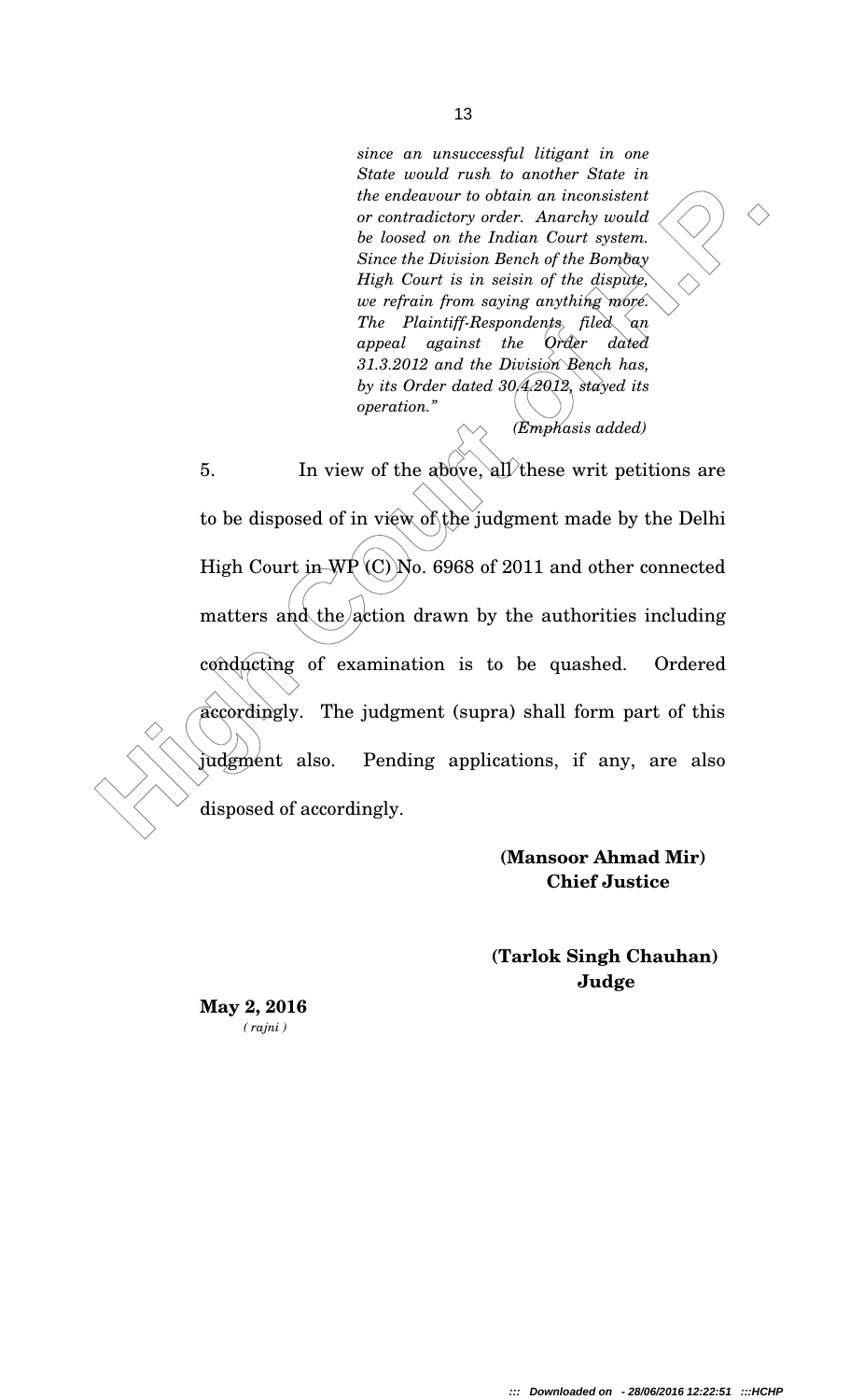*since an unsuccessful litigant in one State would rush to another State in the endeavour to obtain an inconsistent or contradictory order. Anarchy would be loosed on the Indian Court system. Since the Division Bench of the Bombay High Court is in seisin of the dispute, we refrain from saying anything more. The Plaintiff-Respondents filed an appeal against the Order dated 31.3.2012 and the Division Bench has, by its Order dated 30.4.2012, stayed its operation."*

*(Emphasis added)*

5. In view of the above, all these writ petitions are to be disposed of in view of the judgment made by the Delhi High Court in WP (C) No. 6968 of 2011 and other connected matters and the action drawn by the authorities including conducting of examination is to be quashed. Ordered accordingly. The judgment (supra) shall form part of this judgment also. Pending applications, if any, are also disposed of accordingly.

**(Mansoor Ahmad Mir)**
**Chief Justice**

**(Tarlok Singh Chauhan)**
**Judge**

**May 2, 2016**
*( rajni )*